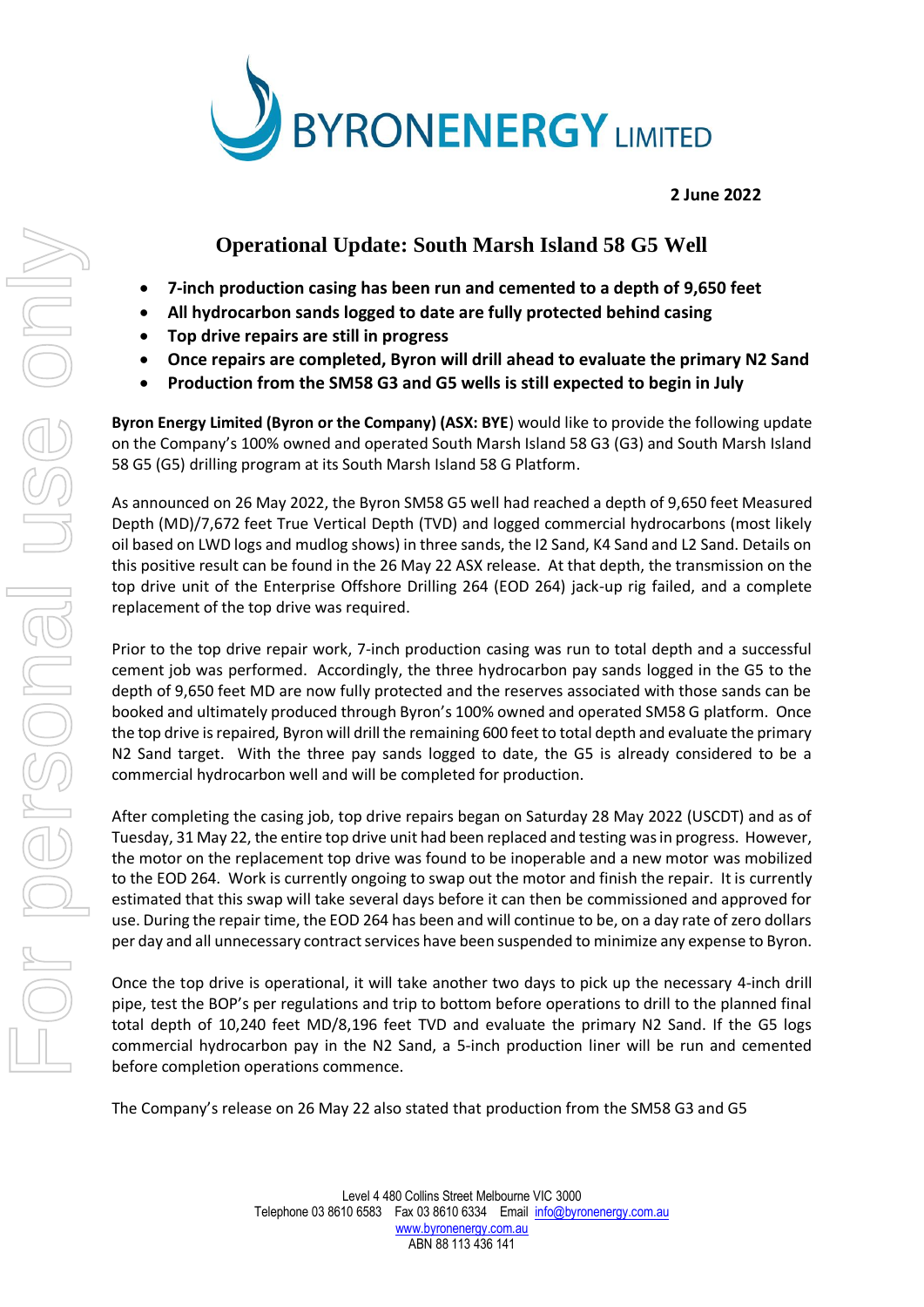**BYRONENERGY LIMITED**

**2 June 2022**

# Operational Update: South Marsh Island 58 G5 Well

- **7-inch production casing has been run and cemented to a depth of 9,650 feet**
- **All hydrocarbon sands logged to date are fully protected behind casing**
- **Top drive repairs are still in progress**
- **Once repairs are completed, Byron will drill ahead to evaluate the primary N2 Sand**
- **Production from the SM58 G3 and G5 wells is still expected to begin in July**

**Byron Energy Limited (Byron or the Company) (ASX: BYE)** would like to provide the following update on the Company's 100% owned and operated South Marsh Island 58 G3 (G3) and South Marsh Island 58 G5 (G5) drilling program at its South Marsh Island 58 G Platform.

As announced on 26 May 2022, the Byron SM58 G5 well had reached a depth of 9,650 feet Measured Depth (MD)/7,672 feet True Vertical Depth (TVD) and logged commercial hydrocarbons (most likely oil based on LWD logs and mudlog shows) in three sands, the I2 Sand, K4 Sand and L2 Sand. Details on this positive result can be found in the 26 May 22 ASX release. At that depth, the transmission on the top drive unit of the Enterprise Offshore Drilling 264 (EOD 264) jack-up rig failed, and a complete replacement of the top drive was required.

Prior to the top drive repair work, 7-inch production casing was run to total depth and a successful cement job was performed. Accordingly, the three hydrocarbon pay sands logged in the G5 to the depth of 9,650 feet MD are now fully protected and the reserves associated with those sands can be booked and ultimately produced through Byron's 100% owned and operated SM58 G platform. Once the top drive is repaired, Byron will drill the remaining 600 feet to total depth and evaluate the primary N2 Sand target. With the three pay sands logged to date, the G5 is already considered to be a commercial hydrocarbon well and will be completed for production.

After completing the casing job, top drive repairs began on Saturday 28 May 2022 (USCDT) and as of Tuesday, 31 May 22, the entire top drive unit had been replaced and testing was in progress. However, the motor on the replacement top drive was found to be inoperable and a new motor was mobilized to the EOD 264. Work is currently ongoing to swap out the motor and finish the repair. It is currently estimated that this swap will take several days before it can then be commissioned and approved for use. During the repair time, the EOD 264 has been and will continue to be, on a day rate of zero dollars per day and all unnecessary contract services have been suspended to minimize any expense to Byron.

Once the top drive is operational, it will take another two days to pick up the necessary 4-inch drill pipe, test the BOP's per regulations and trip to bottom before operations to drill to the planned final total depth of 10,240 feet MD/8,196 feet TVD and evaluate the primary N2 Sand. If the G5 logs commercial hydrocarbon pay in the N2 Sand, a 5-inch production liner will be run and cemented before completion operations commence.

The Company's release on 26 May 22 also stated that production from the SM58 G3 and G5

Level 4 480 Collins Street Melbourne VIC 3000
Telephone 03 8610 6583 Fax 03 8610 6334 Email info@byronenergy.com.au
www.byronenergy.com.au
ABN 88 113 436 141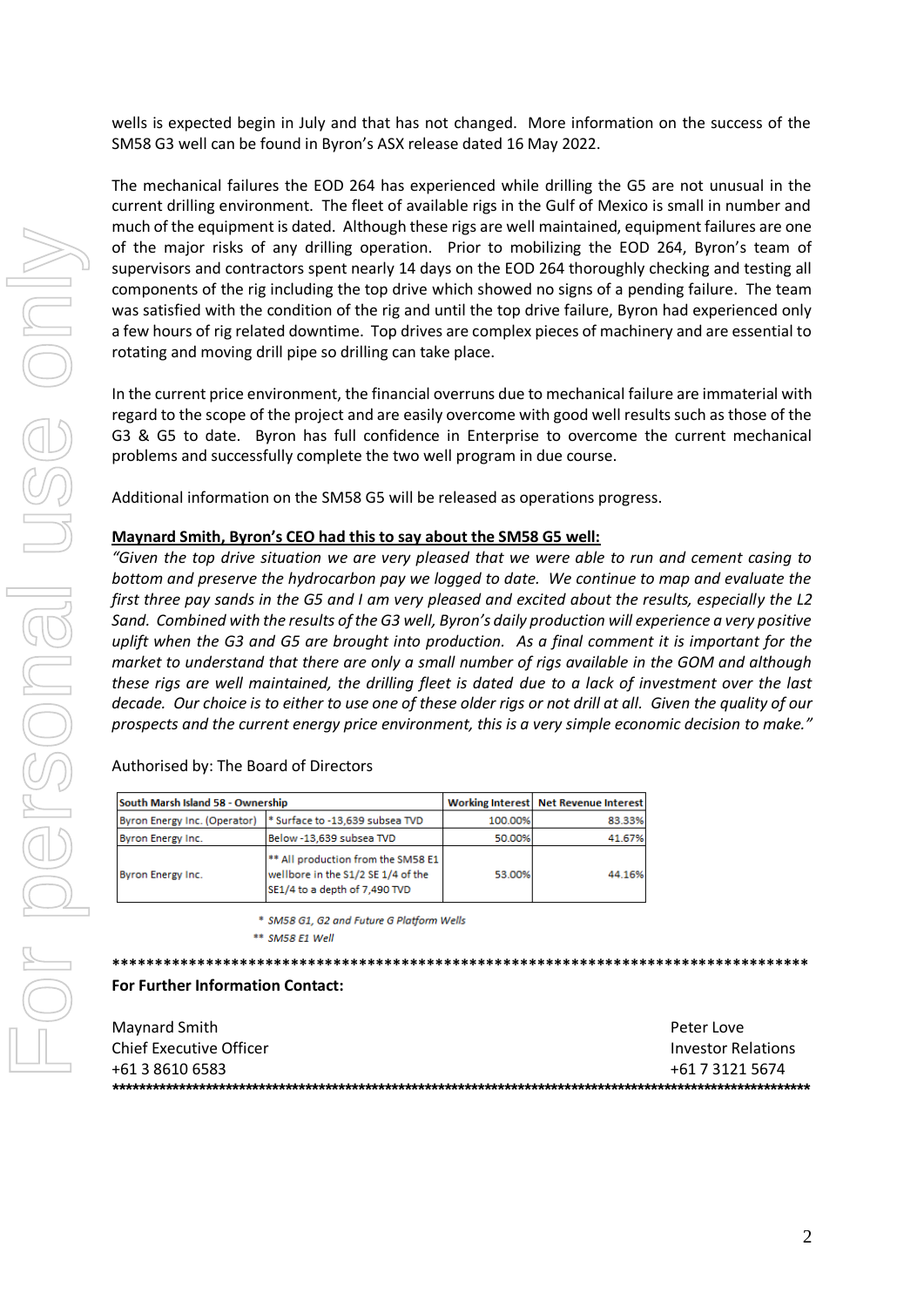wells is expected begin in July and that has not changed. More information on the success of the SM58 G3 well can be found in Byron's ASX release dated 16 May 2022.

The mechanical failures the EOD 264 has experienced while drilling the G5 are not unusual in the current drilling environment. The fleet of available rigs in the Gulf of Mexico is small in number and much of the equipment is dated. Although these rigs are well maintained, equipment failures are one of the major risks of any drilling operation. Prior to mobilizing the EOD 264, Byron's team of supervisors and contractors spent nearly 14 days on the EOD 264 thoroughly checking and testing all components of the rig including the top drive which showed no signs of a pending failure. The team was satisfied with the condition of the rig and until the top drive failure, Byron had experienced only a few hours of rig related downtime. Top drives are complex pieces of machinery and are essential to rotating and moving drill pipe so drilling can take place.

In the current price environment, the financial overruns due to mechanical failure are immaterial with regard to the scope of the project and are easily overcome with good well results such as those of the G3 & G5 to date. Byron has full confidence in Enterprise to overcome the current mechanical problems and successfully complete the two well program in due course.

Additional information on the SM58 G5 will be released as operations progress.

**Maynard Smith, Byron's CEO had this to say about the SM58 G5 well:**

*"Given the top drive situation we are very pleased that we were able to run and cement casing to bottom and preserve the hydrocarbon pay we logged to date. We continue to map and evaluate the first three pay sands in the G5 and I am very pleased and excited about the results, especially the L2 Sand. Combined with the results of the G3 well, Byron's daily production will experience a very positive uplift when the G3 and G5 are brought into production. As a final comment it is important for the market to understand that there are only a small number of rigs available in the GOM and although these rigs are well maintained, the drilling fleet is dated due to a lack of investment over the last decade. Our choice is to either to use one of these older rigs or not drill at all. Given the quality of our prospects and the current energy price environment, this is a very simple economic decision to make."*

Authorised by: The Board of Directors

| South Marsh Island 58 - Ownership | | Working Interest | Net Revenue Interest |
|---|---|---|---|
| Byron Energy Inc. (Operator) | * Surface to -13,639 subsea TVD | 100.00% | 83.33% |
| Byron Energy Inc. | Below -13,639 subsea TVD | 50.00% | 41.67% |
| Byron Energy Inc. | ** All production from the SM58 E1 wellbore in the S1/2 SE 1/4 of the SE1/4 to a depth of 7,490 TVD | 53.00% | 44.16% |

\* *SM58 G1, G2 and Future G Platform Wells*

\*\* *SM58 E1 Well*

**For Further Information Contact:**

Maynard Smith
Chief Executive Officer
+61 3 8610 6583

Peter Love
Investor Relations
+61 7 3121 5674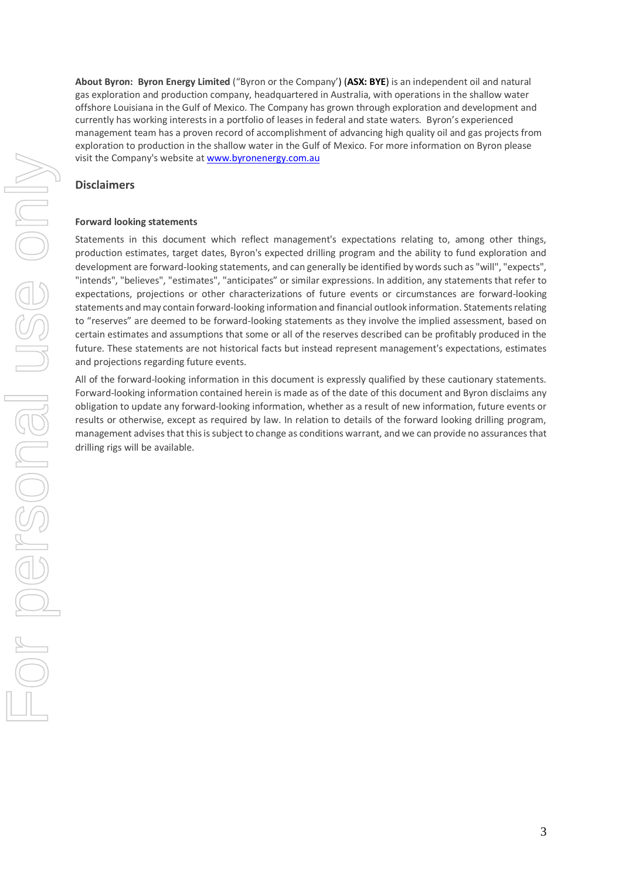**About Byron: Byron Energy Limited** ("Byron or the Company') (**ASX: BYE**) is an independent oil and natural gas exploration and production company, headquartered in Australia, with operations in the shallow water offshore Louisiana in the Gulf of Mexico. The Company has grown through exploration and development and currently has working interests in a portfolio of leases in federal and state waters. Byron's experienced management team has a proven record of accomplishment of advancing high quality oil and gas projects from exploration to production in the shallow water in the Gulf of Mexico. For more information on Byron please visit the Company's website at [www.byronenergy.com.au](http://www.byronenergy.com.au)

## Disclaimers

### Forward looking statements

Statements in this document which reflect management's expectations relating to, among other things, production estimates, target dates, Byron's expected drilling program and the ability to fund exploration and development are forward-looking statements, and can generally be identified by words such as "will", "expects", "intends", "believes", "estimates", "anticipates" or similar expressions. In addition, any statements that refer to expectations, projections or other characterizations of future events or circumstances are forward-looking statements and may contain forward-looking information and financial outlook information. Statements relating to "reserves" are deemed to be forward-looking statements as they involve the implied assessment, based on certain estimates and assumptions that some or all of the reserves described can be profitably produced in the future. These statements are not historical facts but instead represent management's expectations, estimates and projections regarding future events.

All of the forward-looking information in this document is expressly qualified by these cautionary statements. Forward-looking information contained herein is made as of the date of this document and Byron disclaims any obligation to update any forward-looking information, whether as a result of new information, future events or results or otherwise, except as required by law. In relation to details of the forward looking drilling program, management advises that this is subject to change as conditions warrant, and we can provide no assurances that drilling rigs will be available.